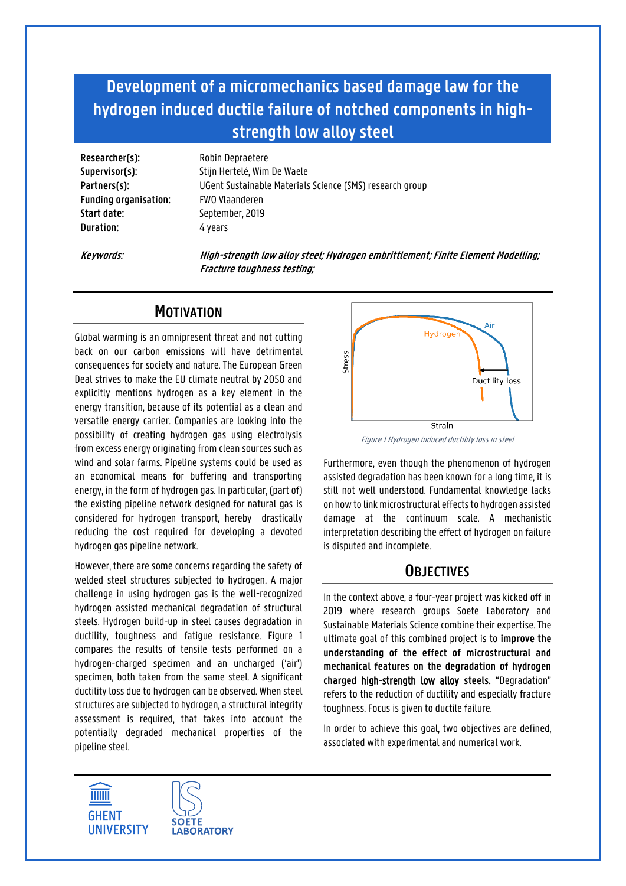# Development of a micromechanics based damage law for the hydrogen induced ductile failure of notched components in high-strength low alloy steel

**Researcher(s):** Robin Depraetere
**Supervisor(s):** Stijn Hertelé, Wim De Waele
**Partners(s):** UGent Sustainable Materials Science (SMS) research group
**Funding organisation:** FWO Vlaanderen
**Start date:** September, 2019
**Duration:** 4 years

*Keywords:* ***High-strength low alloy steel; Hydrogen embrittlement; Finite Element Modelling; Fracture toughness testing;***

## Motivation

Global warming is an omnipresent threat and not cutting back on our carbon emissions will have detrimental consequences for society and nature. The European Green Deal strives to make the EU climate neutral by 2050 and explicitly mentions hydrogen as a key element in the energy transition, because of its potential as a clean and versatile energy carrier. Companies are looking into the possibility of creating hydrogen gas using electrolysis from excess energy originating from clean sources such as wind and solar farms. Pipeline systems could be used as an economical means for buffering and transporting energy, in the form of hydrogen gas. In particular, (part of) the existing pipeline network designed for natural gas is considered for hydrogen transport, hereby drastically reducing the cost required for developing a devoted hydrogen gas pipeline network.

However, there are some concerns regarding the safety of welded steel structures subjected to hydrogen. A major challenge in using hydrogen gas is the well-recognized hydrogen assisted mechanical degradation of structural steels. Hydrogen build-up in steel causes degradation in ductility, toughness and fatigue resistance. Figure 1 compares the results of tensile tests performed on a hydrogen-charged specimen and an uncharged ('air') specimen, both taken from the same steel. A significant ductility loss due to hydrogen can be observed. When steel structures are subjected to hydrogen, a structural integrity assessment is required, that takes into account the potentially degraded mechanical properties of the pipeline steel.

*Figure 1 Hydrogen induced ductility loss in steel*

Furthermore, even though the phenomenon of hydrogen assisted degradation has been known for a long time, it is still not well understood. Fundamental knowledge lacks on how to link microstructural effects to hydrogen assisted damage at the continuum scale. A mechanistic interpretation describing the effect of hydrogen on failure is disputed and incomplete.

## Objectives

In the context above, a four-year project was kicked off in 2019 where research groups Soete Laboratory and Sustainable Materials Science combine their expertise. The ultimate goal of this combined project is to **improve the understanding of the effect of microstructural and mechanical features on the degradation of hydrogen charged high-strength low alloy steels.** "Degradation" refers to the reduction of ductility and especially fracture toughness. Focus is given to ductile failure.

In order to achieve this goal, two objectives are defined, associated with experimental and numerical work.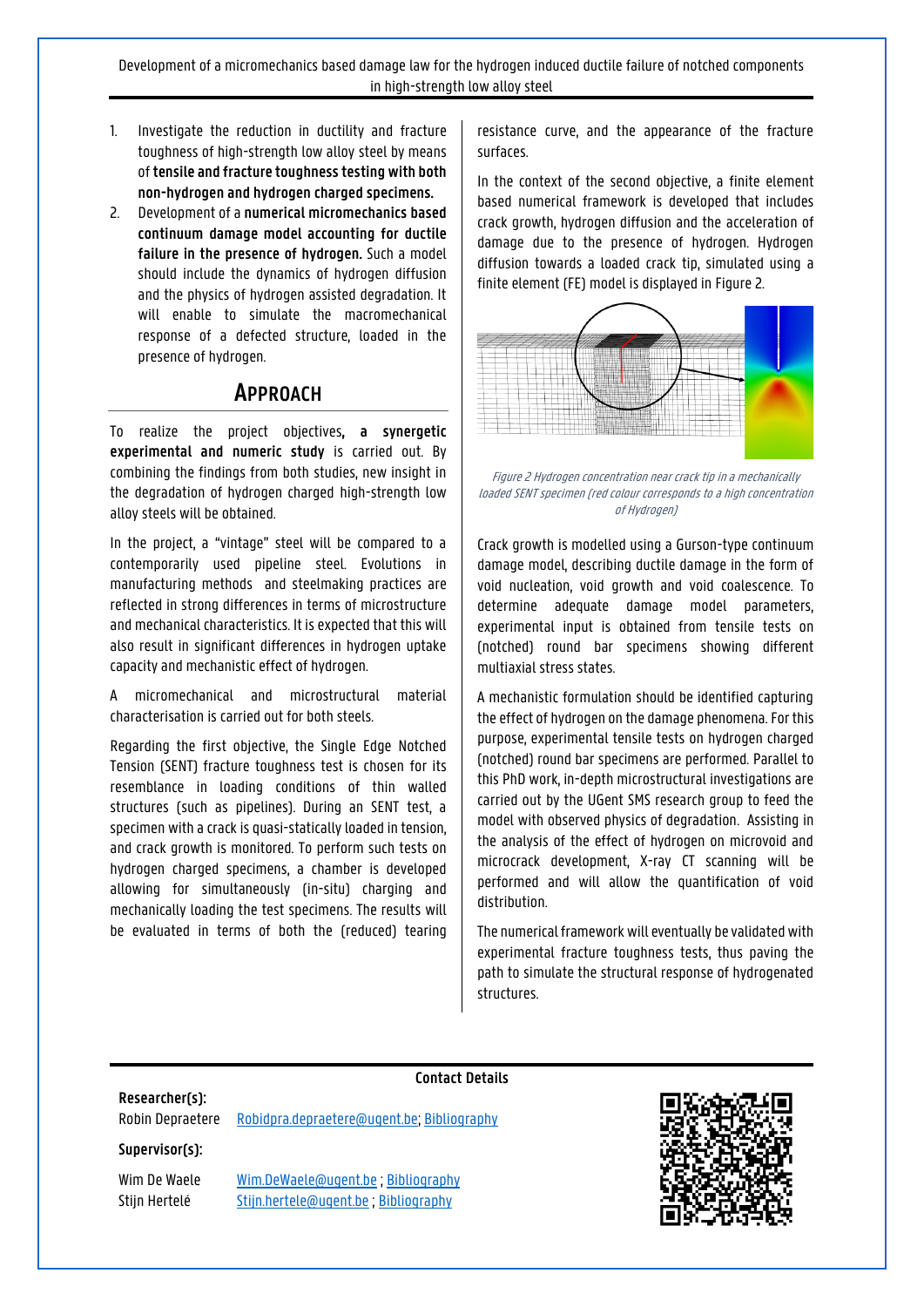1. Investigate the reduction in ductility and fracture toughness of high-strength low alloy steel by means of **tensile and fracture toughness testing with both non-hydrogen and hydrogen charged specimens.**
2. Development of a **numerical micromechanics based continuum damage model accounting for ductile failure in the presence of hydrogen.** Such a model should include the dynamics of hydrogen diffusion and the physics of hydrogen assisted degradation. It will enable to simulate the macromechanical response of a defected structure, loaded in the presence of hydrogen.

## Approach

To realize the project objectives**, a synergetic experimental and numeric study** is carried out. By combining the findings from both studies, new insight in the degradation of hydrogen charged high-strength low alloy steels will be obtained.

In the project, a "vintage" steel will be compared to a contemporarily used pipeline steel. Evolutions in manufacturing methods and steelmaking practices are reflected in strong differences in terms of microstructure and mechanical characteristics. It is expected that this will also result in significant differences in hydrogen uptake capacity and mechanistic effect of hydrogen.

A micromechanical and microstructural material characterisation is carried out for both steels.

Regarding the first objective, the Single Edge Notched Tension (SENT) fracture toughness test is chosen for its resemblance in loading conditions of thin walled structures (such as pipelines). During an SENT test, a specimen with a crack is quasi-statically loaded in tension, and crack growth is monitored. To perform such tests on hydrogen charged specimens, a chamber is developed allowing for simultaneously (in-situ) charging and mechanically loading the test specimens. The results will be evaluated in terms of both the (reduced) tearing resistance curve, and the appearance of the fracture surfaces.

In the context of the second objective, a finite element based numerical framework is developed that includes crack growth, hydrogen diffusion and the acceleration of damage due to the presence of hydrogen. Hydrogen diffusion towards a loaded crack tip, simulated using a finite element (FE) model is displayed in Figure 2.

*Figure 2 Hydrogen concentration near crack tip in a mechanically loaded SENT specimen (red colour corresponds to a high concentration of Hydrogen)*

Crack growth is modelled using a Gurson-type continuum damage model, describing ductile damage in the form of void nucleation, void growth and void coalescence. To determine adequate damage model parameters, experimental input is obtained from tensile tests on (notched) round bar specimens showing different multiaxial stress states.

A mechanistic formulation should be identified capturing the effect of hydrogen on the damage phenomena. For this purpose, experimental tensile tests on hydrogen charged (notched) round bar specimens are performed. Parallel to this PhD work, in-depth microstructural investigations are carried out by the UGent SMS research group to feed the model with observed physics of degradation. Assisting in the analysis of the effect of hydrogen on microvoid and microcrack development, X-ray CT scanning will be performed and will allow the quantification of void distribution.

The numerical framework will eventually be validated with experimental fracture toughness tests, thus paving the path to simulate the structural response of hydrogenated structures.

**Contact Details**

**Researcher(s):**

Robin Depraetere Robidpra.depraetere@ugent.be; Bibliography

**Supervisor(s):**

Wim De Waele Wim.DeWaele@ugent.be ; Bibliography

Stijn Hertelé Stijn.hertele@ugent.be ; Bibliography